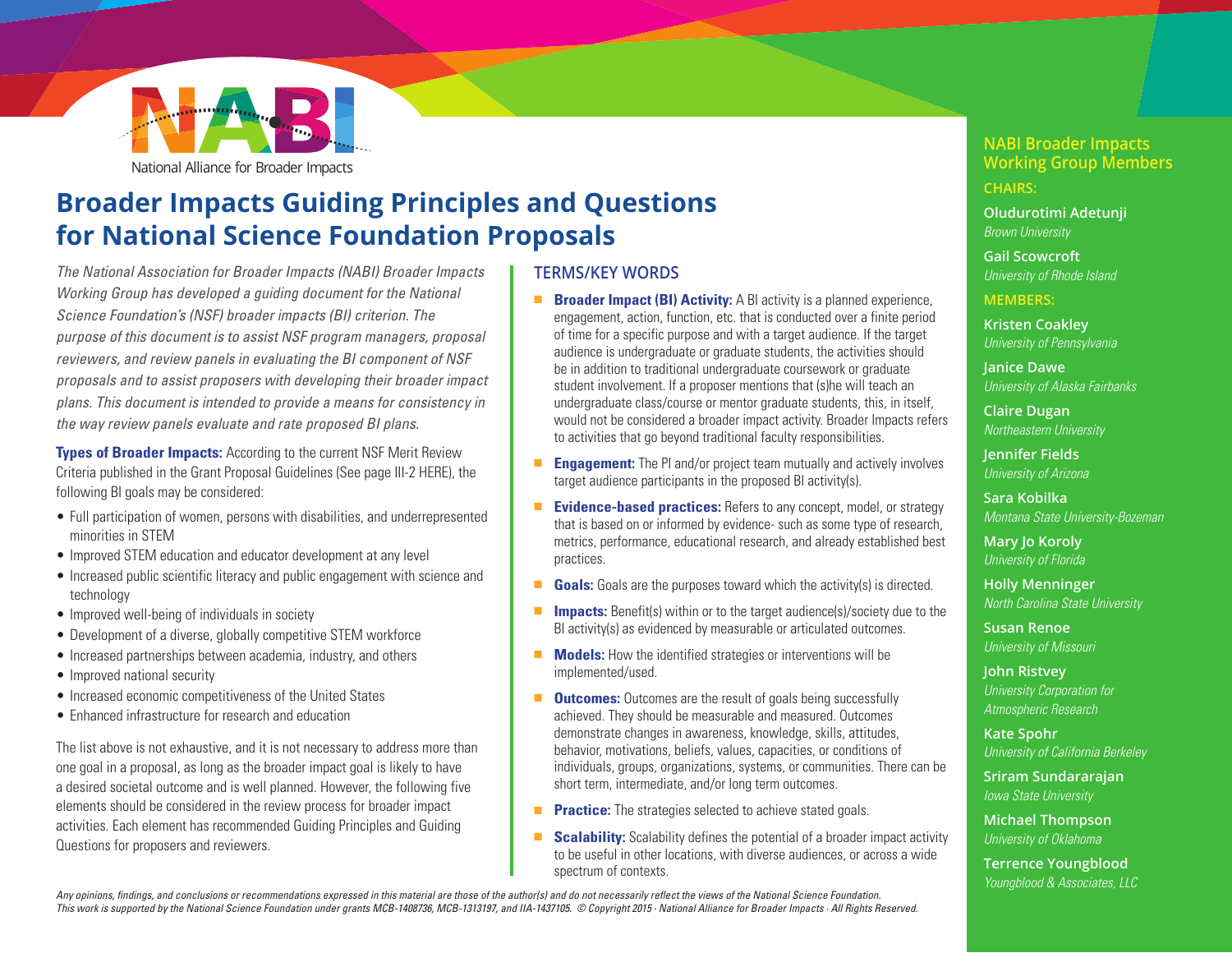National Alliance for Broader Impacts

# Broader Impacts Guiding Principles and Questions for National Science Foundation Proposals

*The National Association for Broader Impacts (NABI) Broader Impacts Working Group has developed a guiding document for the National Science Foundation's (NSF) broader impacts (BI) criterion. The purpose of this document is to assist NSF program managers, proposal reviewers, and review panels in evaluating the BI component of NSF proposals and to assist proposers with developing their broader impact plans. This document is intended to provide a means for consistency in the way review panels evaluate and rate proposed BI plans.*

**Types of Broader Impacts:** According to the current NSF Merit Review Criteria published in the Grant Proposal Guidelines (See page III-2 HERE), the following BI goals may be considered:

- Full participation of women, persons with disabilities, and underrepresented minorities in STEM
- Improved STEM education and educator development at any level
- Increased public scientific literacy and public engagement with science and technology
- Improved well-being of individuals in society
- Development of a diverse, globally competitive STEM workforce
- Increased partnerships between academia, industry, and others
- Improved national security
- Increased economic competitiveness of the United States
- Enhanced infrastructure for research and education

The list above is not exhaustive, and it is not necessary to address more than one goal in a proposal, as long as the broader impact goal is likely to have a desired societal outcome and is well planned. However, the following five elements should be considered in the review process for broader impact activities. Each element has recommended Guiding Principles and Guiding Questions for proposers and reviewers.

## TERMS/KEY WORDS

- **Broader Impact (BI) Activity:** A BI activity is a planned experience, engagement, action, function, etc. that is conducted over a finite period of time for a specific purpose and with a target audience. If the target audience is undergraduate or graduate students, the activities should be in addition to traditional undergraduate coursework or graduate student involvement. If a proposer mentions that (s)he will teach an undergraduate class/course or mentor graduate students, this, in itself, would not be considered a broader impact activity. Broader Impacts refers to activities that go beyond traditional faculty responsibilities.
- **Engagement:** The PI and/or project team mutually and actively involves target audience participants in the proposed BI activity(s).
- **Evidence-based practices:** Refers to any concept, model, or strategy that is based on or informed by evidence- such as some type of research, metrics, performance, educational research, and already established best practices.
- **Goals:** Goals are the purposes toward which the activity(s) is directed.
- **Impacts:** Benefit(s) within or to the target audience(s)/society due to the BI activity(s) as evidenced by measurable or articulated outcomes.
- **Models:** How the identified strategies or interventions will be implemented/used.
- **Outcomes:** Outcomes are the result of goals being successfully achieved. They should be measurable and measured. Outcomes demonstrate changes in awareness, knowledge, skills, attitudes, behavior, motivations, beliefs, values, capacities, or conditions of individuals, groups, organizations, systems, or communities. There can be short term, intermediate, and/or long term outcomes.
- **Practice:** The strategies selected to achieve stated goals.
- **Scalability:** Scalability defines the potential of a broader impact activity to be useful in other locations, with diverse audiences, or across a wide spectrum of contexts.

## NABI Broader Impacts Working Group Members

**CHAIRS:**

**Oludurotimi Adetunji**
*Brown University*

**Gail Scowcroft**
*University of Rhode Island*

**MEMBERS:**

**Kristen Coakley**
*University of Pennsylvania*

**Janice Dawe**
*University of Alaska Fairbanks*

**Claire Dugan**
*Northeastern University*

**Jennifer Fields**
*University of Arizona*

**Sara Kobilka**
*Montana State University-Bozeman*

**Mary Jo Koroly**
*University of Florida*

**Holly Menninger**
*North Carolina State University*

**Susan Renoe**
*University of Missouri*

**John Ristvey**
*University Corporation for Atmospheric Research*

**Kate Spohr**
*University of California Berkeley*

**Sriram Sundararajan**
*Iowa State University*

**Michael Thompson**
*University of Oklahoma*

**Terrence Youngblood**
*Youngblood & Associates, LLC*

*Any opinions, findings, and conclusions or recommendations expressed in this material are those of the author(s) and do not necessarily reflect the views of the National Science Foundation. This work is supported by the National Science Foundation under grants MCB-1408736, MCB-1313197, and IIA-1437105. © Copyright 2015 · National Alliance for Broader Impacts · All Rights Reserved.*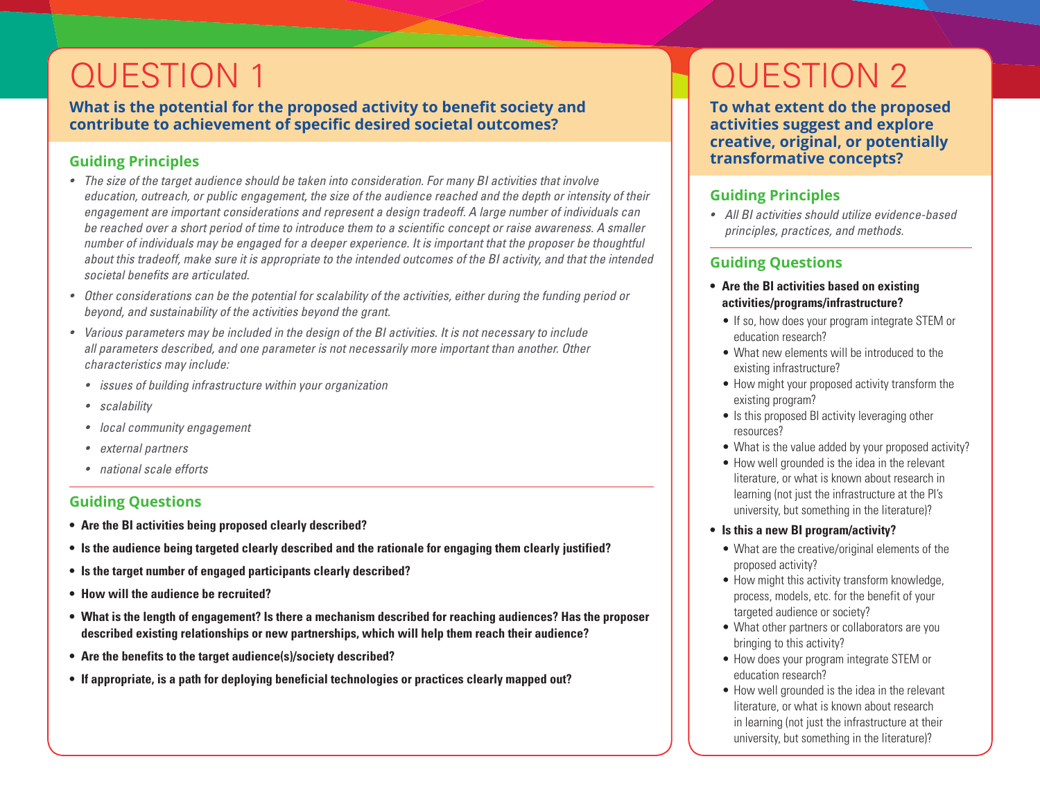# QUESTION 1

**What is the potential for the proposed activity to benefit society and contribute to achievement of specific desired societal outcomes?**

## Guiding Principles

- *The size of the target audience should be taken into consideration. For many BI activities that involve education, outreach, or public engagement, the size of the audience reached and the depth or intensity of their engagement are important considerations and represent a design tradeoff. A large number of individuals can be reached over a short period of time to introduce them to a scientific concept or raise awareness. A smaller number of individuals may be engaged for a deeper experience. It is important that the proposer be thoughtful about this tradeoff, make sure it is appropriate to the intended outcomes of the BI activity, and that the intended societal benefits are articulated.*
- *Other considerations can be the potential for scalability of the activities, either during the funding period or beyond, and sustainability of the activities beyond the grant.*
- *Various parameters may be included in the design of the BI activities. It is not necessary to include all parameters described, and one parameter is not necessarily more important than another. Other characteristics may include:*
  - *issues of building infrastructure within your organization*
  - *scalability*
  - *local community engagement*
  - *external partners*
  - *national scale efforts*

## Guiding Questions

- **Are the BI activities being proposed clearly described?**
- **Is the audience being targeted clearly described and the rationale for engaging them clearly justified?**
- **Is the target number of engaged participants clearly described?**
- **How will the audience be recruited?**
- **What is the length of engagement? Is there a mechanism described for reaching audiences? Has the proposer described existing relationships or new partnerships, which will help them reach their audience?**
- **Are the benefits to the target audience(s)/society described?**
- **If appropriate, is a path for deploying beneficial technologies or practices clearly mapped out?**

# QUESTION 2

**To what extent do the proposed activities suggest and explore creative, original, or potentially transformative concepts?**

## Guiding Principles

- *All BI activities should utilize evidence-based principles, practices, and methods.*

## Guiding Questions

- **Are the BI activities based on existing activities/programs/infrastructure?**
  - If so, how does your program integrate STEM or education research?
  - What new elements will be introduced to the existing infrastructure?
  - How might your proposed activity transform the existing program?
  - Is this proposed BI activity leveraging other resources?
  - What is the value added by your proposed activity?
  - How well grounded is the idea in the relevant literature, or what is known about research in learning (not just the infrastructure at the PI's university, but something in the literature)?
- **Is this a new BI program/activity?**
  - What are the creative/original elements of the proposed activity?
  - How might this activity transform knowledge, process, models, etc. for the benefit of your targeted audience or society?
  - What other partners or collaborators are you bringing to this activity?
  - How does your program integrate STEM or education research?
  - How well grounded is the idea in the relevant literature, or what is known about research in learning (not just the infrastructure at their university, but something in the literature)?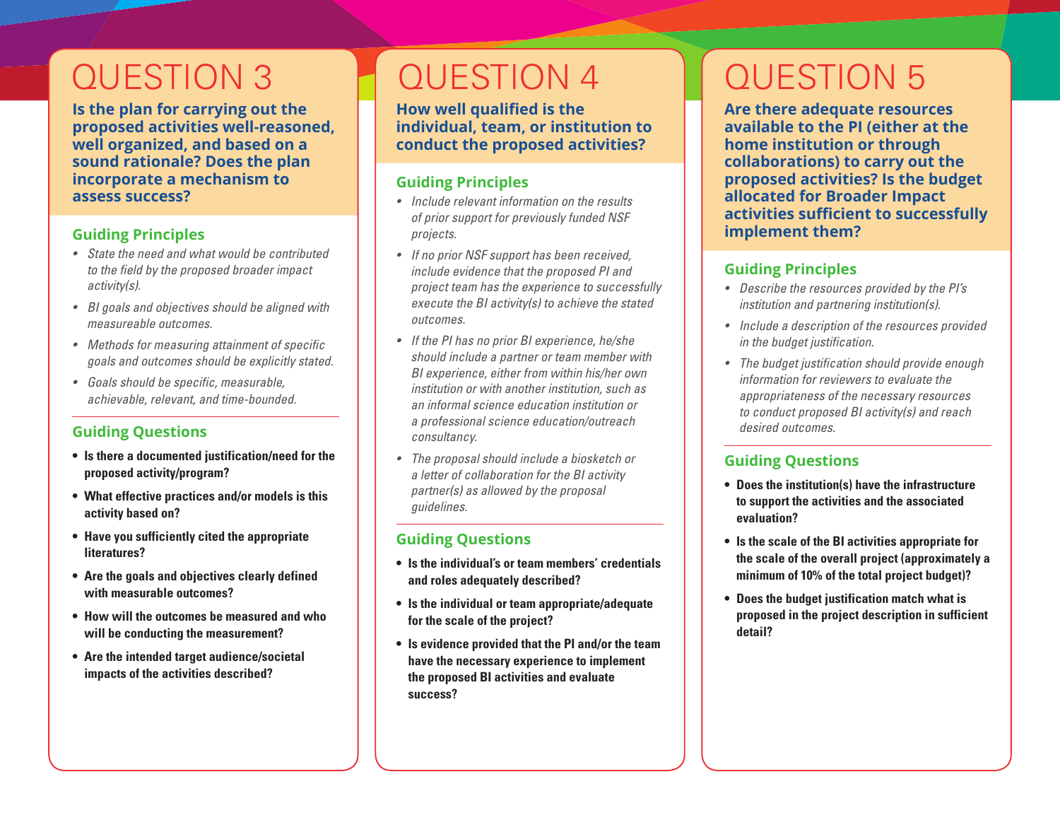# QUESTION 3

**Is the plan for carrying out the proposed activities well-reasoned, well organized, and based on a sound rationale? Does the plan incorporate a mechanism to assess success?**

## Guiding Principles

- *State the need and what would be contributed to the field by the proposed broader impact activity(s).*
- *BI goals and objectives should be aligned with measureable outcomes.*
- *Methods for measuring attainment of specific goals and outcomes should be explicitly stated.*
- *Goals should be specific, measurable, achievable, relevant, and time-bounded.*

## Guiding Questions

- **Is there a documented justification/need for the proposed activity/program?**
- **What effective practices and/or models is this activity based on?**
- **Have you sufficiently cited the appropriate literatures?**
- **Are the goals and objectives clearly defined with measurable outcomes?**
- **How will the outcomes be measured and who will be conducting the measurement?**
- **Are the intended target audience/societal impacts of the activities described?**

# QUESTION 4

**How well qualified is the individual, team, or institution to conduct the proposed activities?**

## Guiding Principles

- *Include relevant information on the results of prior support for previously funded NSF projects.*
- *If no prior NSF support has been received, include evidence that the proposed PI and project team has the experience to successfully execute the BI activity(s) to achieve the stated outcomes.*
- *If the PI has no prior BI experience, he/she should include a partner or team member with BI experience, either from within his/her own institution or with another institution, such as an informal science education institution or a professional science education/outreach consultancy.*
- *The proposal should include a biosketch or a letter of collaboration for the BI activity partner(s) as allowed by the proposal guidelines.*

## Guiding Questions

- **Is the individual's or team members' credentials and roles adequately described?**
- **Is the individual or team appropriate/adequate for the scale of the project?**
- **Is evidence provided that the PI and/or the team have the necessary experience to implement the proposed BI activities and evaluate success?**

# QUESTION 5

**Are there adequate resources available to the PI (either at the home institution or through collaborations) to carry out the proposed activities? Is the budget allocated for Broader Impact activities sufficient to successfully implement them?**

## Guiding Principles

- *Describe the resources provided by the PI's institution and partnering institution(s).*
- *Include a description of the resources provided in the budget justification.*
- *The budget justification should provide enough information for reviewers to evaluate the appropriateness of the necessary resources to conduct proposed BI activity(s) and reach desired outcomes.*

## Guiding Questions

- **Does the institution(s) have the infrastructure to support the activities and the associated evaluation?**
- **Is the scale of the BI activities appropriate for the scale of the overall project (approximately a minimum of 10% of the total project budget)?**
- **Does the budget justification match what is proposed in the project description in sufficient detail?**